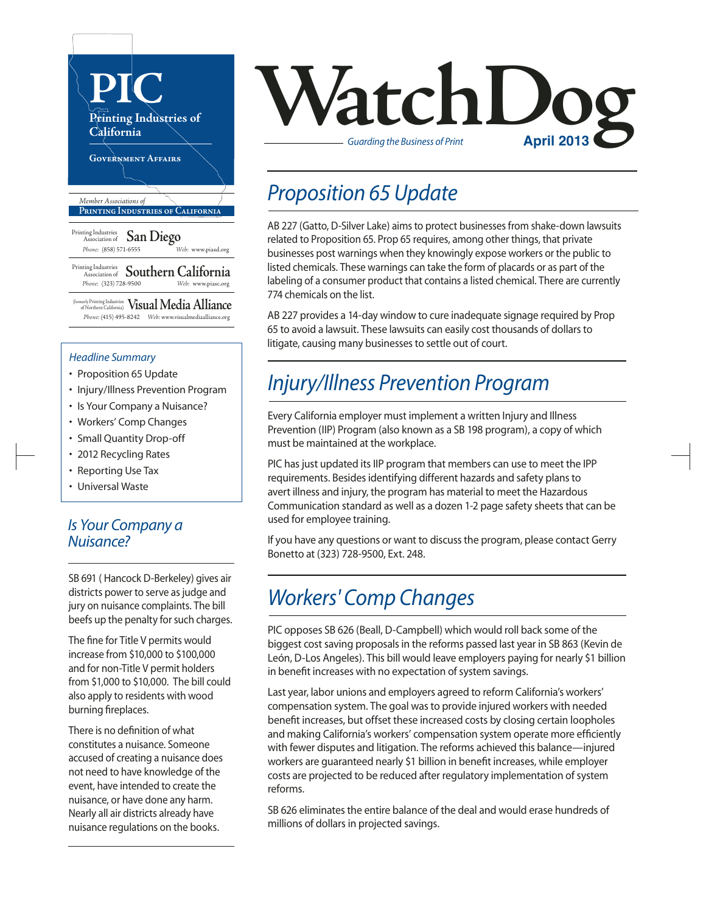# PIC

**Printing Industries of California**

**Government Affairs**

*Member Associations of*
**Printing Industries of California**

Printing Industries Association of **San Diego**
*Phone:* (858) 571-6555 *Web:* www.piasd.org

Printing Industries Association of **Southern California**
*Phone:* (323) 728-9500 *Web:* www.piasc.org

(formerly Printing Industries of Northern California) **Visual Media Alliance**
*Phone:* (415) 495-8242 *Web:* www.visualmediaalliance.org

# WatchDog

*Guarding the Business of Print*

**April 2013**

*Headline Summary*

- Proposition 65 Update
- Injury/Illness Prevention Program
- Is Your Company a Nuisance?
- Workers' Comp Changes
- Small Quantity Drop-off
- 2012 Recycling Rates
- Reporting Use Tax
- Universal Waste

## *Proposition 65 Update*

AB 227 (Gatto, D-Silver Lake) aims to protect businesses from shake-down lawsuits related to Proposition 65. Prop 65 requires, among other things, that private businesses post warnings when they knowingly expose workers or the public to listed chemicals. These warnings can take the form of placards or as part of the labeling of a consumer product that contains a listed chemical. There are currently 774 chemicals on the list.

AB 227 provides a 14-day window to cure inadequate signage required by Prop 65 to avoid a lawsuit. These lawsuits can easily cost thousands of dollars to litigate, causing many businesses to settle out of court.

## *Injury/Illness Prevention Program*

Every California employer must implement a written Injury and Illness Prevention (IIP) Program (also known as a SB 198 program), a copy of which must be maintained at the workplace.

PIC has just updated its IIP program that members can use to meet the IPP requirements. Besides identifying different hazards and safety plans to avert illness and injury, the program has material to meet the Hazardous Communication standard as well as a dozen 1-2 page safety sheets that can be used for employee training.

If you have any questions or want to discuss the program, please contact Gerry Bonetto at (323) 728-9500, Ext. 248.

## *Is Your Company a Nuisance?*

SB 691 ( Hancock D-Berkeley) gives air districts power to serve as judge and jury on nuisance complaints. The bill beefs up the penalty for such charges.

The fine for Title V permits would increase from $10,000 to $100,000 and for non-Title V permit holders from $1,000 to $10,000. The bill could also apply to residents with wood burning fireplaces.

There is no definition of what constitutes a nuisance. Someone accused of creating a nuisance does not need to have knowledge of the event, have intended to create the nuisance, or have done any harm. Nearly all air districts already have nuisance regulations on the books.

## *Workers' Comp Changes*

PIC opposes SB 626 (Beall, D-Campbell) which would roll back some of the biggest cost saving proposals in the reforms passed last year in SB 863 (Kevin de León, D-Los Angeles). This bill would leave employers paying for nearly $1 billion in benefit increases with no expectation of system savings.

Last year, labor unions and employers agreed to reform California's workers' compensation system. The goal was to provide injured workers with needed benefit increases, but offset these increased costs by closing certain loopholes and making California's workers' compensation system operate more efficiently with fewer disputes and litigation. The reforms achieved this balance—injured workers are guaranteed nearly $1 billion in benefit increases, while employer costs are projected to be reduced after regulatory implementation of system reforms.

SB 626 eliminates the entire balance of the deal and would erase hundreds of millions of dollars in projected savings.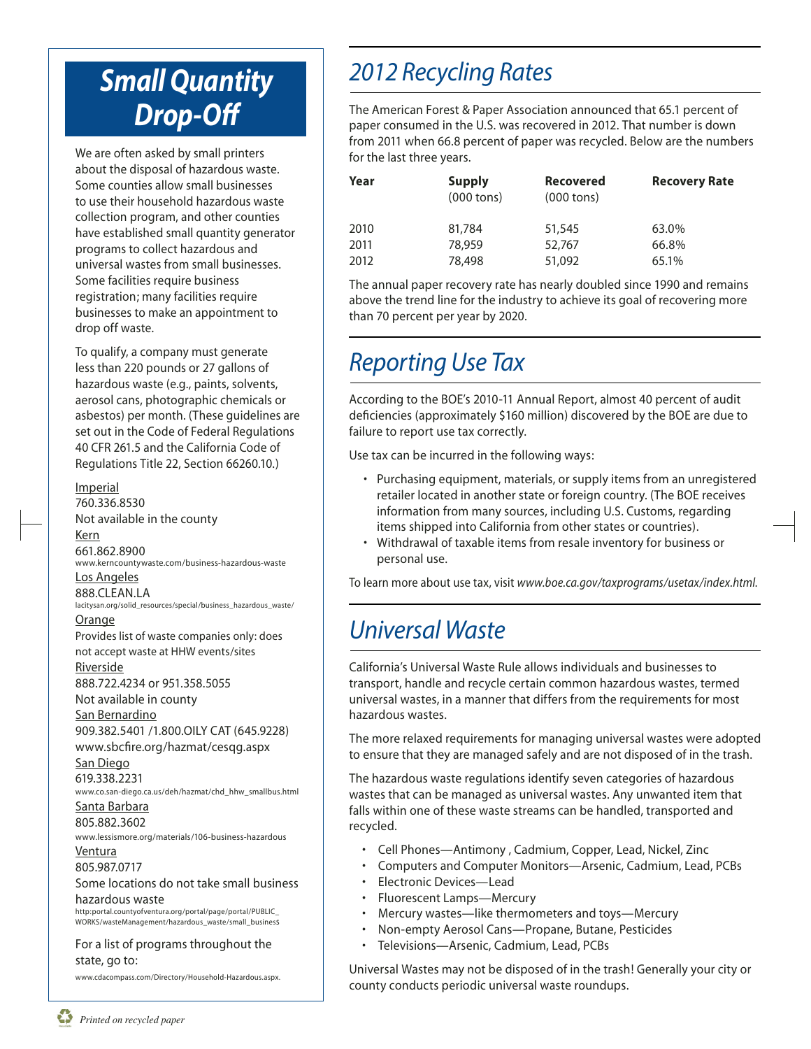## Small Quantity Drop-Off

We are often asked by small printers about the disposal of hazardous waste. Some counties allow small businesses to use their household hazardous waste collection program, and other counties have established small quantity generator programs to collect hazardous and universal wastes from small businesses. Some facilities require business registration; many facilities require businesses to make an appointment to drop off waste.

To qualify, a company must generate less than 220 pounds or 27 gallons of hazardous waste (e.g., paints, solvents, aerosol cans, photographic chemicals or asbestos) per month. (These guidelines are set out in the Code of Federal Regulations 40 CFR 261.5 and the California Code of Regulations Title 22, Section 66260.10.)

Imperial
760.336.8530
Not available in the county

Kern
661.862.8900
www.kerncountywaste.com/business-hazardous-waste

Los Angeles
888.CLEAN.LA
lacitysan.org/solid_resources/special/business_hazardous_waste/

Orange
Provides list of waste companies only: does not accept waste at HHW events/sites

Riverside
888.722.4234 or 951.358.5055
Not available in county

San Bernardino
909.382.5401 /1.800.OILY CAT (645.9228)
www.sbcfire.org/hazmat/cesqg.aspx

San Diego
619.338.2231
www.co.san-diego.ca.us/deh/hazmat/chd_hhw_smallbus.html

Santa Barbara
805.882.3602
www.lessismore.org/materials/106-business-hazardous

Ventura
805.987.0717
Some locations do not take small business hazardous waste
http:portal.countyofventura.org/portal/page/portal/PUBLIC_WORKS/wasteManagement/hazardous_waste/small_business

For a list of programs throughout the state, go to:
www.cdacompass.com/Directory/Household-Hazardous.aspx.

## *2012 Recycling Rates*

The American Forest & Paper Association announced that 65.1 percent of paper consumed in the U.S. was recovered in 2012. That number is down from 2011 when 66.8 percent of paper was recycled. Below are the numbers for the last three years.

| Year | Supply (000 tons) | Recovered (000 tons) | Recovery Rate |
|---|---|---|---|
| 2010 | 81,784 | 51,545 | 63.0% |
| 2011 | 78,959 | 52,767 | 66.8% |
| 2012 | 78,498 | 51,092 | 65.1% |

The annual paper recovery rate has nearly doubled since 1990 and remains above the trend line for the industry to achieve its goal of recovering more than 70 percent per year by 2020.

## *Reporting Use Tax*

According to the BOE's 2010-11 Annual Report, almost 40 percent of audit deficiencies (approximately $160 million) discovered by the BOE are due to failure to report use tax correctly.

Use tax can be incurred in the following ways:

- Purchasing equipment, materials, or supply items from an unregistered retailer located in another state or foreign country. (The BOE receives information from many sources, including U.S. Customs, regarding items shipped into California from other states or countries).
- Withdrawal of taxable items from resale inventory for business or personal use.

To learn more about use tax, visit *www.boe.ca.gov/taxprograms/usetax/index.html.*

## *Universal Waste*

California's Universal Waste Rule allows individuals and businesses to transport, handle and recycle certain common hazardous wastes, termed universal wastes, in a manner that differs from the requirements for most hazardous wastes.

The more relaxed requirements for managing universal wastes were adopted to ensure that they are managed safely and are not disposed of in the trash.

The hazardous waste regulations identify seven categories of hazardous wastes that can be managed as universal wastes. Any unwanted item that falls within one of these waste streams can be handled, transported and recycled.

- Cell Phones—Antimony , Cadmium, Copper, Lead, Nickel, Zinc
- Computers and Computer Monitors—Arsenic, Cadmium, Lead, PCBs
- Electronic Devices—Lead
- Fluorescent Lamps—Mercury
- Mercury wastes—like thermometers and toys—Mercury
- Non-empty Aerosol Cans—Propane, Butane, Pesticides
- Televisions—Arsenic, Cadmium, Lead, PCBs

Universal Wastes may not be disposed of in the trash! Generally your city or county conducts periodic universal waste roundups.

*Printed on recycled paper*